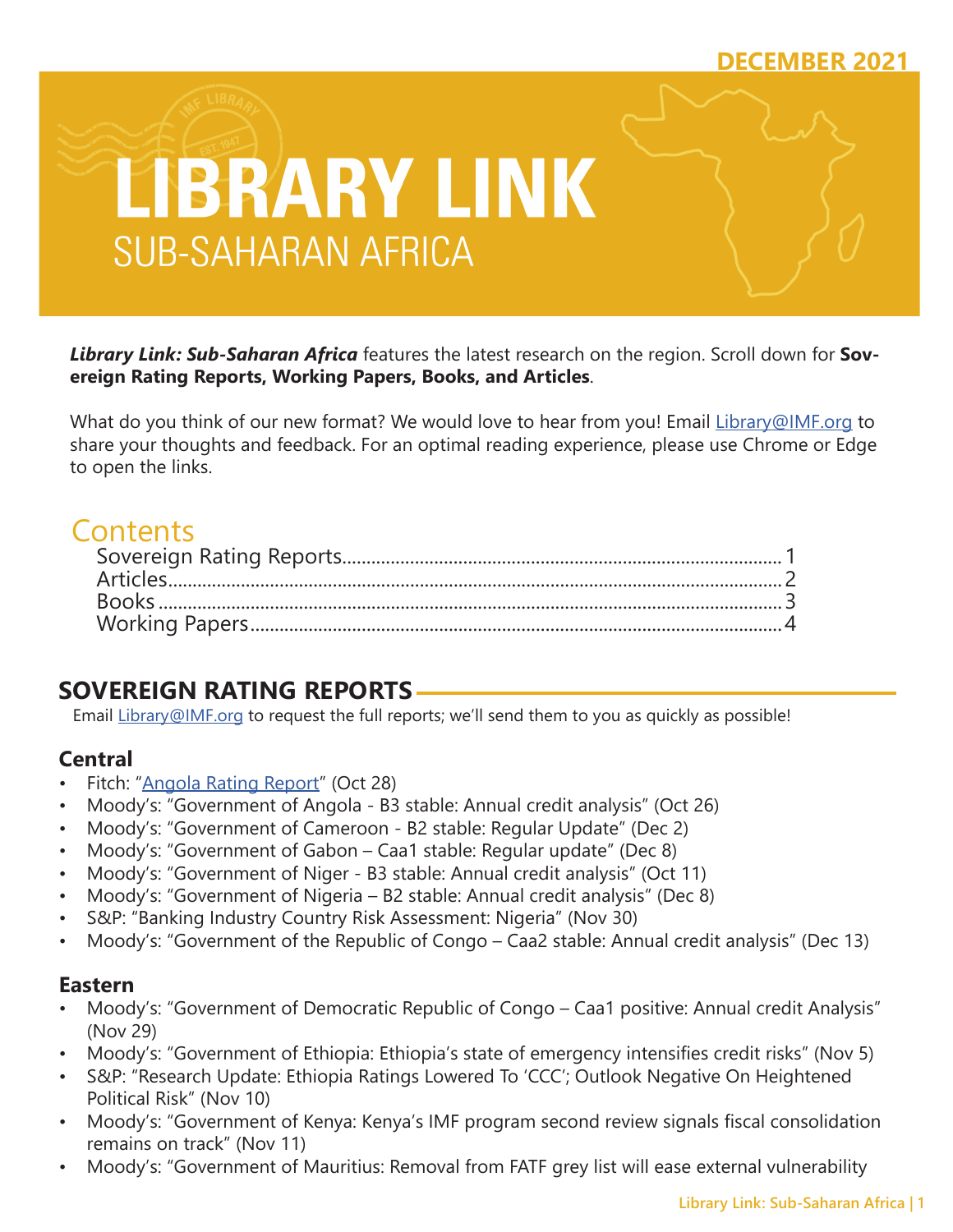DECEMBER 2021

# LIBRARY LINK
## SUB-SAHARAN AFRICA

***Library Link: Sub-Saharan Africa*** features the latest research on the region. Scroll down for **Sovereign Rating Reports, Working Papers, Books, and Articles**.

What do you think of our new format? We would love to hear from you! Email Library@IMF.org to share your thoughts and feedback. For an optimal reading experience, please use Chrome or Edge to open the links.

## Contents

- Sovereign Rating Reports........................................ 1
- Articles........................................ 2
- Books........................................ 3
- Working Papers........................................ 4

## SOVEREIGN RATING REPORTS

Email Library@IMF.org to request the full reports; we'll send them to you as quickly as possible!

### Central

- Fitch: "Angola Rating Report" (Oct 28)
- Moody's: "Government of Angola - B3 stable: Annual credit analysis" (Oct 26)
- Moody's: "Government of Cameroon - B2 stable: Regular Update" (Dec 2)
- Moody's: "Government of Gabon – Caa1 stable: Regular update" (Dec 8)
- Moody's: "Government of Niger - B3 stable: Annual credit analysis" (Oct 11)
- Moody's: "Government of Nigeria – B2 stable: Annual credit analysis" (Dec 8)
- S&P: "Banking Industry Country Risk Assessment: Nigeria" (Nov 30)
- Moody's: "Government of the Republic of Congo – Caa2 stable: Annual credit analysis" (Dec 13)

### Eastern

- Moody's: "Government of Democratic Republic of Congo – Caa1 positive: Annual credit Analysis" (Nov 29)
- Moody's: "Government of Ethiopia: Ethiopia's state of emergency intensifies credit risks" (Nov 5)
- S&P: "Research Update: Ethiopia Ratings Lowered To 'CCC'; Outlook Negative On Heightened Political Risk" (Nov 10)
- Moody's: "Government of Kenya: Kenya's IMF program second review signals fiscal consolidation remains on track" (Nov 11)
- Moody's: "Government of Mauritius: Removal from FATF grey list will ease external vulnerability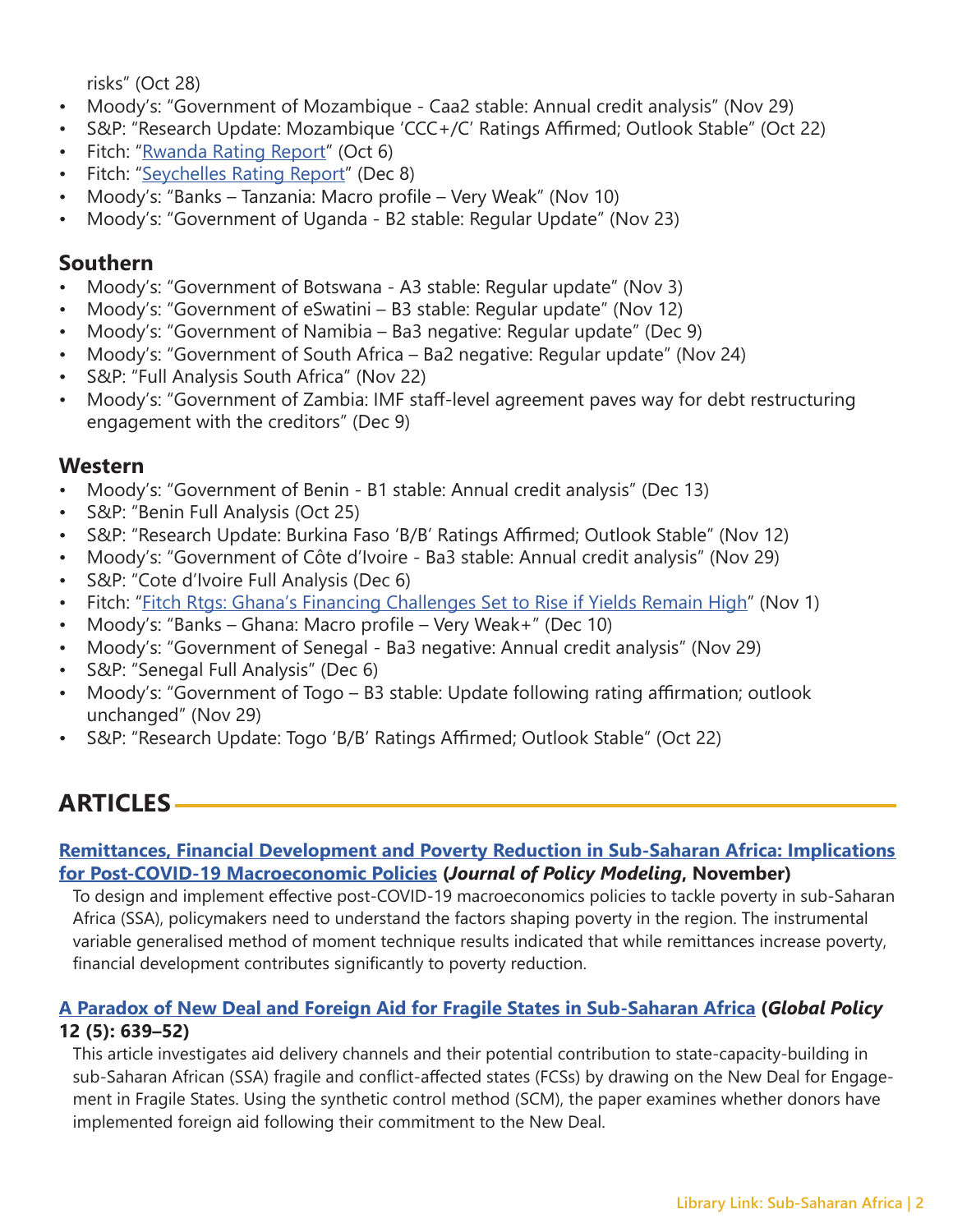risks" (Oct 28)

- Moody's: "Government of Mozambique - Caa2 stable: Annual credit analysis" (Nov 29)
- S&P: "Research Update: Mozambique 'CCC+/C' Ratings Affirmed; Outlook Stable" (Oct 22)
- Fitch: "[Rwanda Rating Report]()" (Oct 6)
- Fitch: "[Seychelles Rating Report]()" (Dec 8)
- Moody's: "Banks – Tanzania: Macro profile – Very Weak" (Nov 10)
- Moody's: "Government of Uganda - B2 stable: Regular Update" (Nov 23)

### Southern

- Moody's: "Government of Botswana - A3 stable: Regular update" (Nov 3)
- Moody's: "Government of eSwatini – B3 stable: Regular update" (Nov 12)
- Moody's: "Government of Namibia – Ba3 negative: Regular update" (Dec 9)
- Moody's: "Government of South Africa – Ba2 negative: Regular update" (Nov 24)
- S&P: "Full Analysis South Africa" (Nov 22)
- Moody's: "Government of Zambia: IMF staff-level agreement paves way for debt restructuring engagement with the creditors" (Dec 9)

### Western

- Moody's: "Government of Benin - B1 stable: Annual credit analysis" (Dec 13)
- S&P: "Benin Full Analysis (Oct 25)
- S&P: "Research Update: Burkina Faso 'B/B' Ratings Affirmed; Outlook Stable" (Nov 12)
- Moody's: "Government of Côte d'Ivoire - Ba3 stable: Annual credit analysis" (Nov 29)
- S&P: "Cote d'Ivoire Full Analysis (Dec 6)
- Fitch: "[Fitch Rtgs: Ghana's Financing Challenges Set to Rise if Yields Remain High]()" (Nov 1)
- Moody's: "Banks – Ghana: Macro profile – Very Weak+" (Dec 10)
- Moody's: "Government of Senegal - Ba3 negative: Annual credit analysis" (Nov 29)
- S&P: "Senegal Full Analysis" (Dec 6)
- Moody's: "Government of Togo – B3 stable: Update following rating affirmation; outlook unchanged" (Nov 29)
- S&P: "Research Update: Togo 'B/B' Ratings Affirmed; Outlook Stable" (Oct 22)

## ARTICLES

**[Remittances, Financial Development and Poverty Reduction in Sub-Saharan Africa: Implications for Post-COVID-19 Macroeconomic Policies]() (*Journal of Policy Modeling*, November)**

To design and implement effective post-COVID-19 macroeconomics policies to tackle poverty in sub-Saharan Africa (SSA), policymakers need to understand the factors shaping poverty in the region. The instrumental variable generalised method of moment technique results indicated that while remittances increase poverty, financial development contributes significantly to poverty reduction.

**[A Paradox of New Deal and Foreign Aid for Fragile States in Sub-Saharan Africa]() (*Global Policy* 12 (5): 639–52)**

This article investigates aid delivery channels and their potential contribution to state-capacity-building in sub-Saharan African (SSA) fragile and conflict-affected states (FCSs) by drawing on the New Deal for Engagement in Fragile States. Using the synthetic control method (SCM), the paper examines whether donors have implemented foreign aid following their commitment to the New Deal.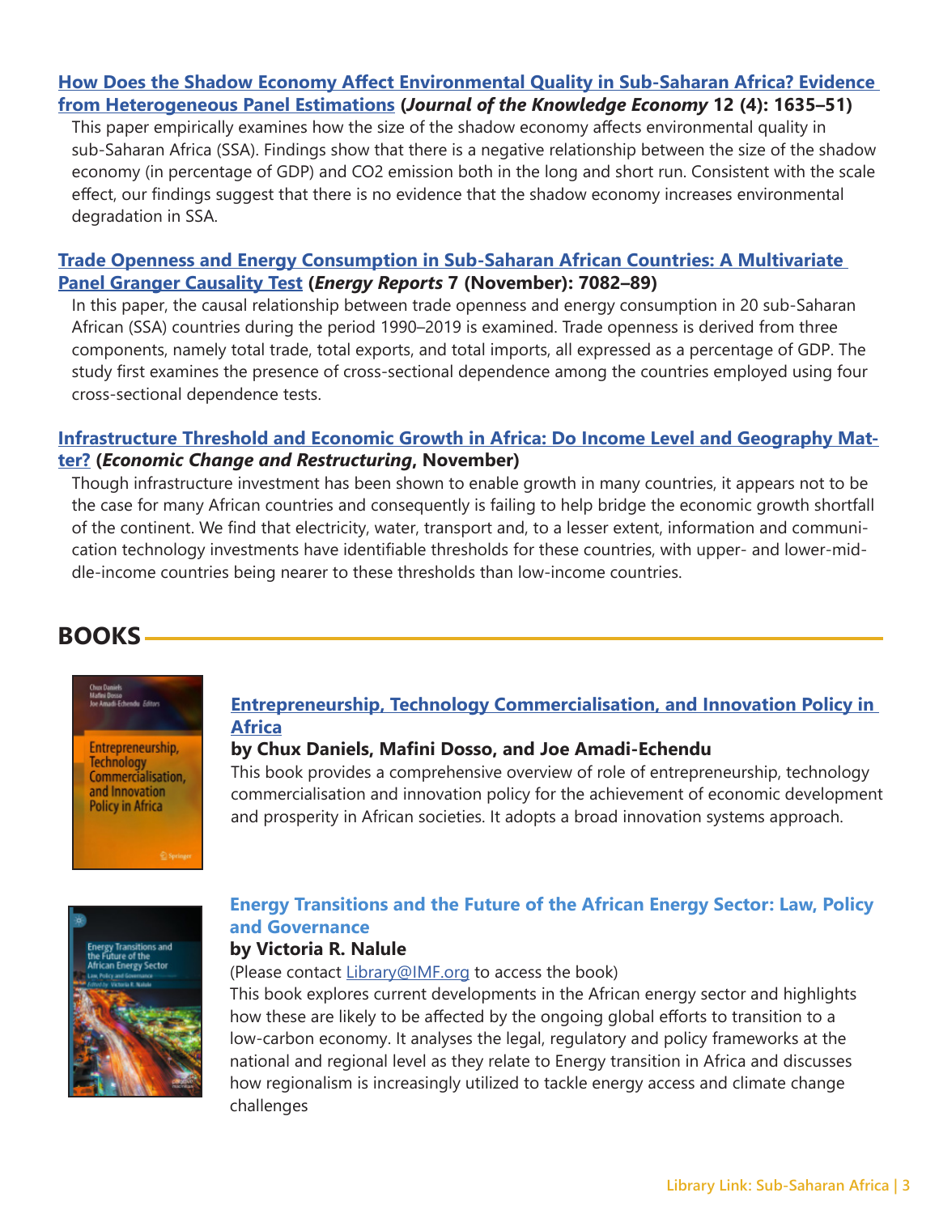**[How Does the Shadow Economy Affect Environmental Quality in Sub-Saharan Africa? Evidence from Heterogeneous Panel Estimations]** (***Journal of the Knowledge Economy*** **12 (4): 1635–51)**

This paper empirically examines how the size of the shadow economy affects environmental quality in sub-Saharan Africa (SSA). Findings show that there is a negative relationship between the size of the shadow economy (in percentage of GDP) and CO2 emission both in the long and short run. Consistent with the scale effect, our findings suggest that there is no evidence that the shadow economy increases environmental degradation in SSA.

**[Trade Openness and Energy Consumption in Sub-Saharan African Countries: A Multivariate Panel Granger Causality Test]** (***Energy Reports*** **7 (November): 7082–89)**

In this paper, the causal relationship between trade openness and energy consumption in 20 sub-Saharan African (SSA) countries during the period 1990–2019 is examined. Trade openness is derived from three components, namely total trade, total exports, and total imports, all expressed as a percentage of GDP. The study first examines the presence of cross-sectional dependence among the countries employed using four cross-sectional dependence tests.

**[Infrastructure Threshold and Economic Growth in Africa: Do Income Level and Geography Matter?]** (***Economic Change and Restructuring*****, November)**

Though infrastructure investment has been shown to enable growth in many countries, it appears not to be the case for many African countries and consequently is failing to help bridge the economic growth shortfall of the continent. We find that electricity, water, transport and, to a lesser extent, information and communication technology investments have identifiable thresholds for these countries, with upper- and lower-middle-income countries being nearer to these thresholds than low-income countries.

## BOOKS

### Entrepreneurship, Technology Commercialisation, and Innovation Policy in Africa

**by Chux Daniels, Mafini Dosso, and Joe Amadi-Echendu**

This book provides a comprehensive overview of role of entrepreneurship, technology commercialisation and innovation policy for the achievement of economic development and prosperity in African societies. It adopts a broad innovation systems approach.

### Energy Transitions and the Future of the African Energy Sector: Law, Policy and Governance

**by Victoria R. Nalule**

(Please contact Library@IMF.org to access the book)

This book explores current developments in the African energy sector and highlights how these are likely to be affected by the ongoing global efforts to transition to a low-carbon economy. It analyses the legal, regulatory and policy frameworks at the national and regional level as they relate to Energy transition in Africa and discusses how regionalism is increasingly utilized to tackle energy access and climate change challenges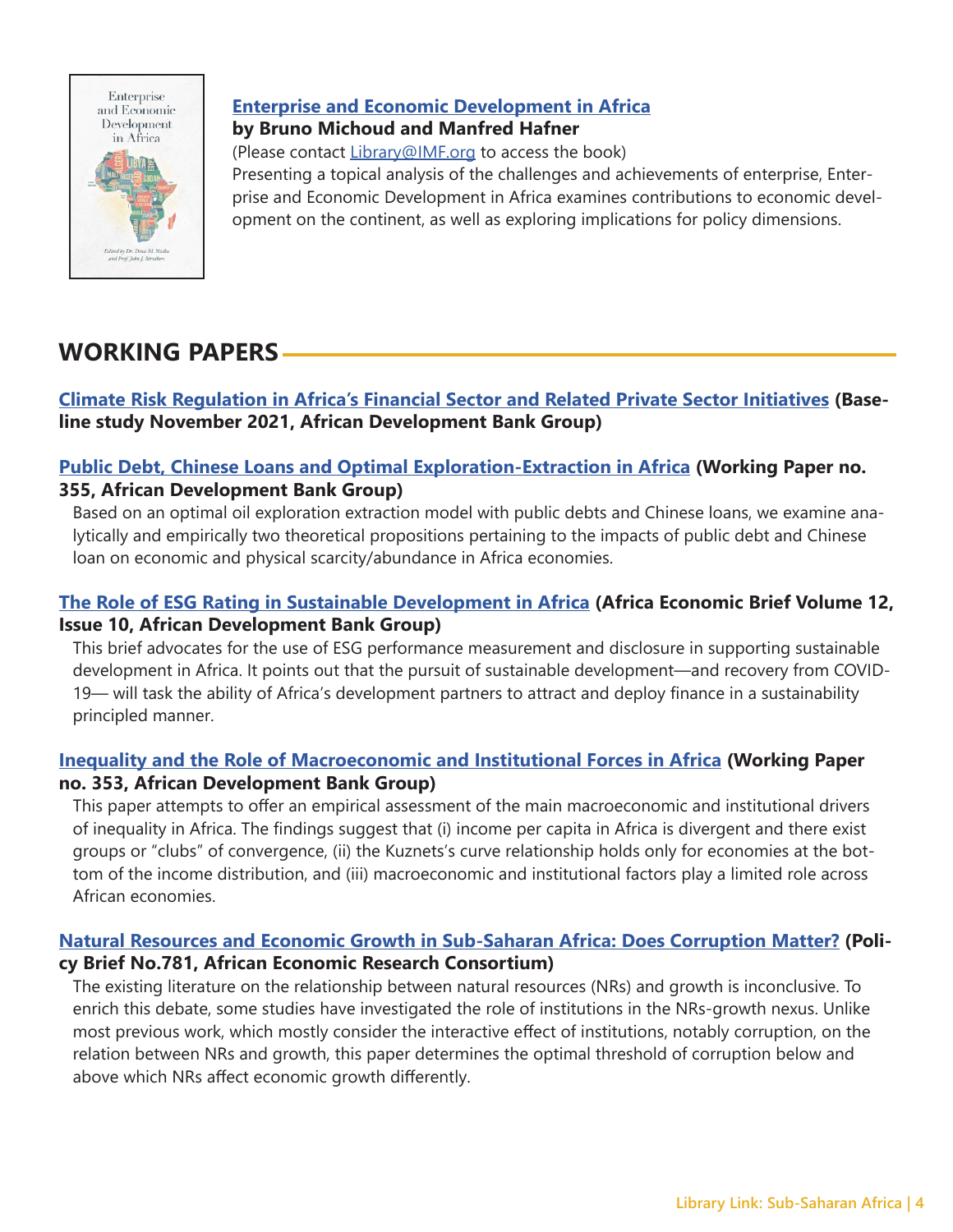**Enterprise and Economic Development in Africa**
**by Bruno Michoud and Manfred Hafner**
(Please contact Library@IMF.org to access the book)
Presenting a topical analysis of the challenges and achievements of enterprise, Enterprise and Economic Development in Africa examines contributions to economic development on the continent, as well as exploring implications for policy dimensions.

## WORKING PAPERS

**Climate Risk Regulation in Africa's Financial Sector and Related Private Sector Initiatives (Baseline study November 2021, African Development Bank Group)**

**Public Debt, Chinese Loans and Optimal Exploration-Extraction in Africa (Working Paper no. 355, African Development Bank Group)**

Based on an optimal oil exploration extraction model with public debts and Chinese loans, we examine analytically and empirically two theoretical propositions pertaining to the impacts of public debt and Chinese loan on economic and physical scarcity/abundance in Africa economies.

**The Role of ESG Rating in Sustainable Development in Africa (Africa Economic Brief Volume 12, Issue 10, African Development Bank Group)**

This brief advocates for the use of ESG performance measurement and disclosure in supporting sustainable development in Africa. It points out that the pursuit of sustainable development—and recovery from COVID-19— will task the ability of Africa's development partners to attract and deploy finance in a sustainability principled manner.

**Inequality and the Role of Macroeconomic and Institutional Forces in Africa (Working Paper no. 353, African Development Bank Group)**

This paper attempts to offer an empirical assessment of the main macroeconomic and institutional drivers of inequality in Africa. The findings suggest that (i) income per capita in Africa is divergent and there exist groups or "clubs" of convergence, (ii) the Kuznets's curve relationship holds only for economies at the bottom of the income distribution, and (iii) macroeconomic and institutional factors play a limited role across African economies.

**Natural Resources and Economic Growth in Sub-Saharan Africa: Does Corruption Matter? (Policy Brief No.781, African Economic Research Consortium)**

The existing literature on the relationship between natural resources (NRs) and growth is inconclusive. To enrich this debate, some studies have investigated the role of institutions in the NRs-growth nexus. Unlike most previous work, which mostly consider the interactive effect of institutions, notably corruption, on the relation between NRs and growth, this paper determines the optimal threshold of corruption below and above which NRs affect economic growth differently.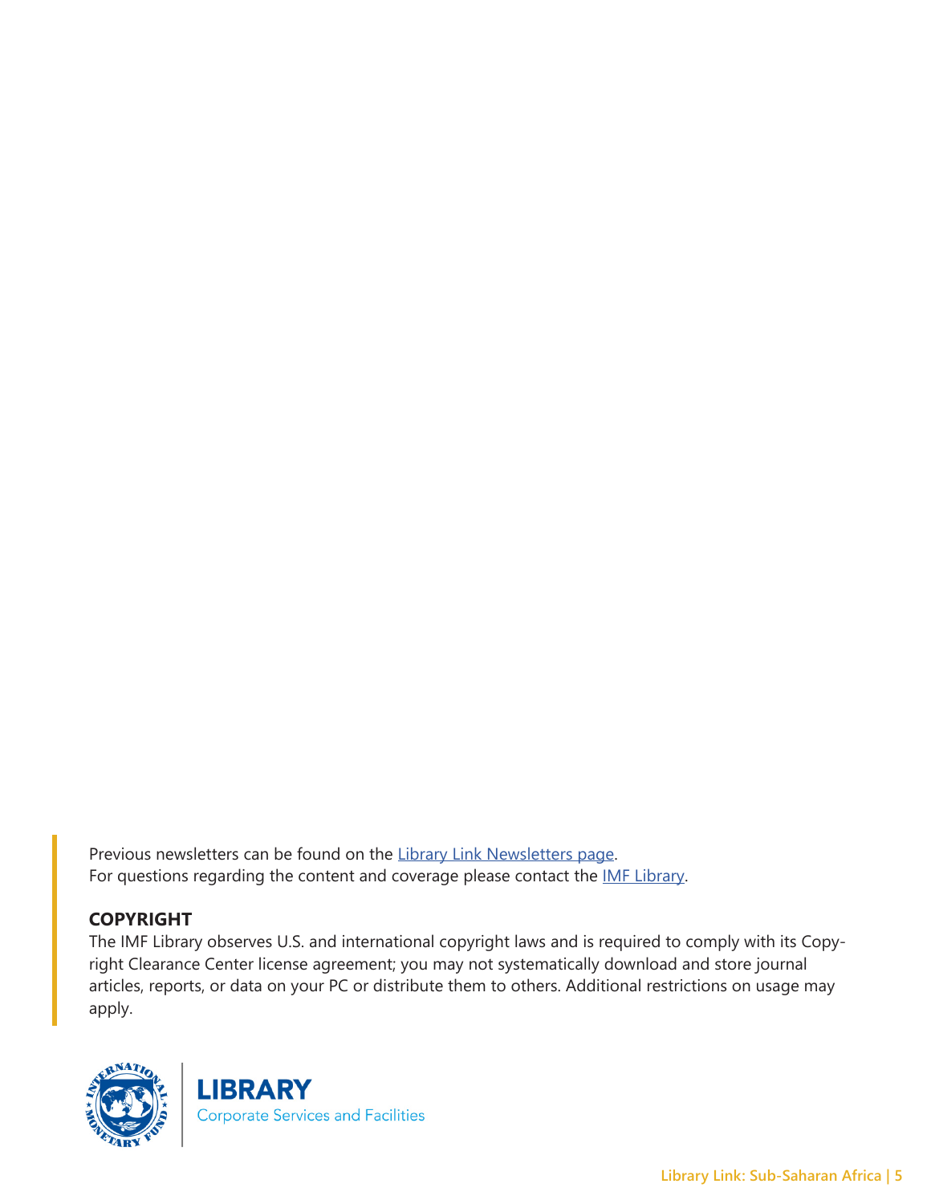Previous newsletters can be found on the Library Link Newsletters page.
For questions regarding the content and coverage please contact the IMF Library.

**COPYRIGHT**

The IMF Library observes U.S. and international copyright laws and is required to comply with its Copyright Clearance Center license agreement; you may not systematically download and store journal articles, reports, or data on your PC or distribute them to others. Additional restrictions on usage may apply.

**LIBRARY**
Corporate Services and Facilities